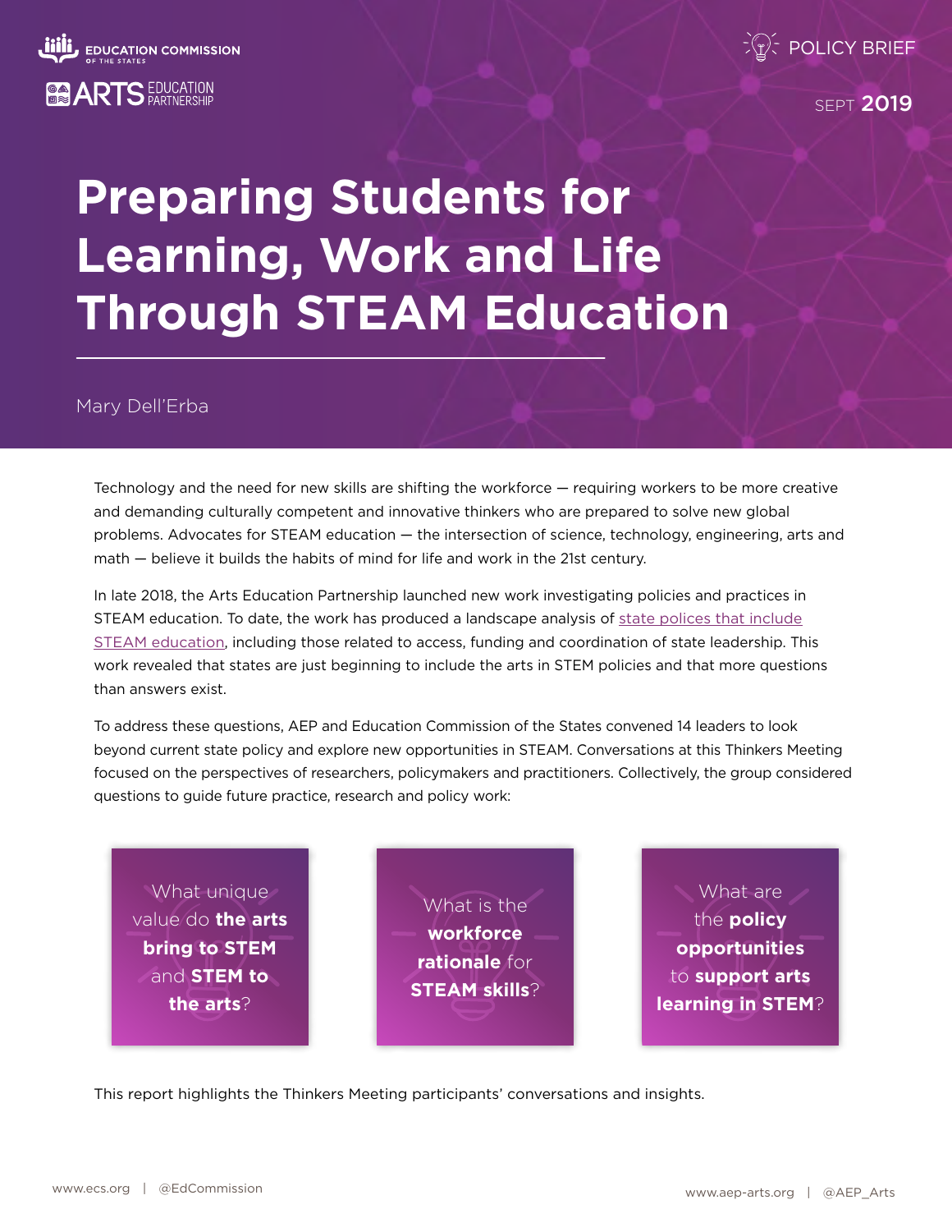EDUCATION COMMISSION OF THE STATES

ARTS EDUCATION PARTNERSHIP

POLICY BRIEF

SEPT 2019

# Preparing Students for Learning, Work and Life Through STEAM Education

Mary Dell'Erba

Technology and the need for new skills are shifting the workforce — requiring workers to be more creative and demanding culturally competent and innovative thinkers who are prepared to solve new global problems. Advocates for STEAM education — the intersection of science, technology, engineering, arts and math — believe it builds the habits of mind for life and work in the 21st century.

In late 2018, the Arts Education Partnership launched new work investigating policies and practices in STEAM education. To date, the work has produced a landscape analysis of state polices that include STEAM education, including those related to access, funding and coordination of state leadership. This work revealed that states are just beginning to include the arts in STEM policies and that more questions than answers exist.

To address these questions, AEP and Education Commission of the States convened 14 leaders to look beyond current state policy and explore new opportunities in STEAM. Conversations at this Thinkers Meeting focused on the perspectives of researchers, policymakers and practitioners. Collectively, the group considered questions to guide future practice, research and policy work:

- What unique value do **the arts bring to STEM** and **STEM to the arts**?
- What is the **workforce rationale** for **STEAM skills**?
- What are the **policy opportunities** to **support arts learning in STEM**?

This report highlights the Thinkers Meeting participants' conversations and insights.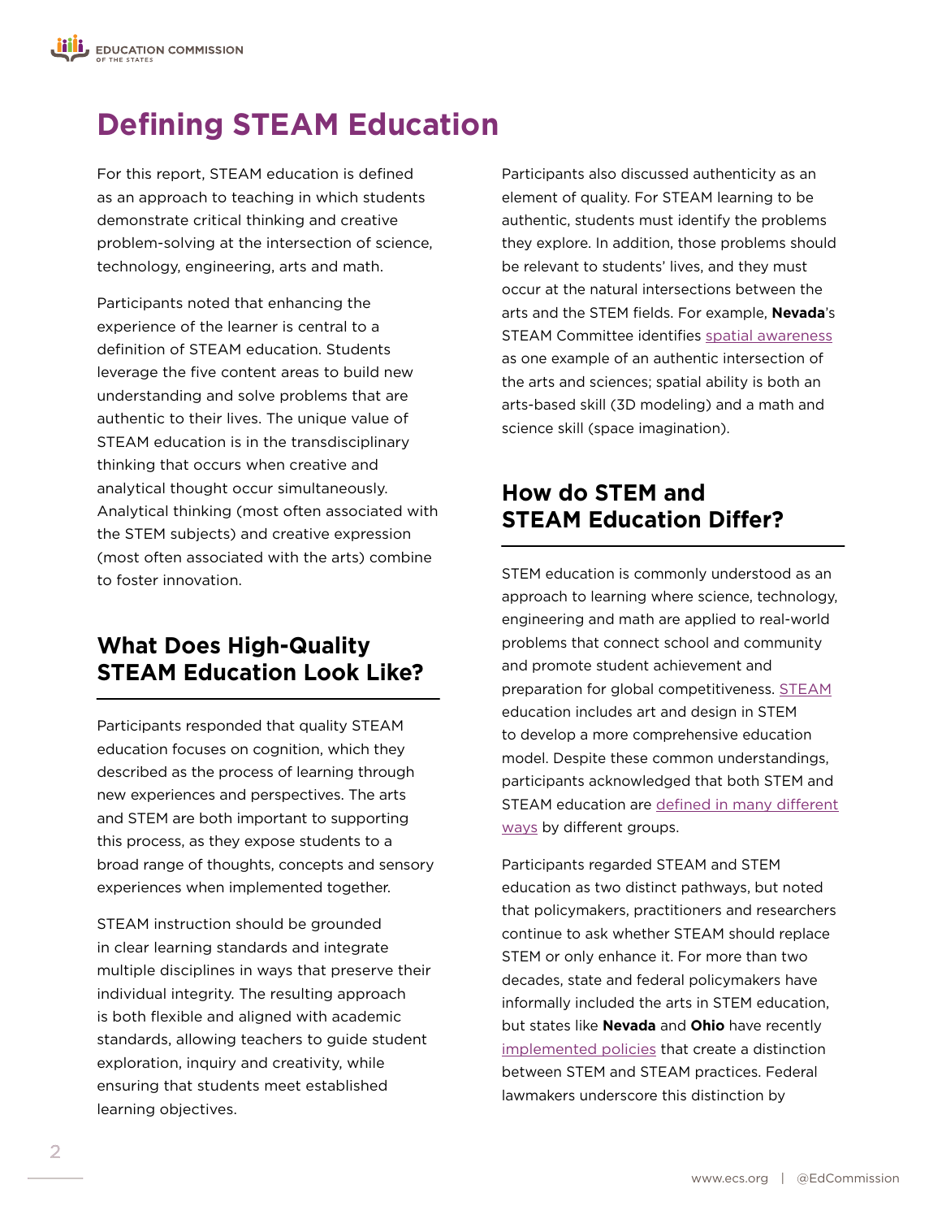# Defining STEAM Education

For this report, STEAM education is defined as an approach to teaching in which students demonstrate critical thinking and creative problem-solving at the intersection of science, technology, engineering, arts and math.

Participants noted that enhancing the experience of the learner is central to a definition of STEAM education. Students leverage the five content areas to build new understanding and solve problems that are authentic to their lives. The unique value of STEAM education is in the transdisciplinary thinking that occurs when creative and analytical thought occur simultaneously. Analytical thinking (most often associated with the STEM subjects) and creative expression (most often associated with the arts) combine to foster innovation.

## What Does High-Quality STEAM Education Look Like?

Participants responded that quality STEAM education focuses on cognition, which they described as the process of learning through new experiences and perspectives. The arts and STEM are both important to supporting this process, as they expose students to a broad range of thoughts, concepts and sensory experiences when implemented together.

STEAM instruction should be grounded in clear learning standards and integrate multiple disciplines in ways that preserve their individual integrity. The resulting approach is both flexible and aligned with academic standards, allowing teachers to guide student exploration, inquiry and creativity, while ensuring that students meet established learning objectives.

Participants also discussed authenticity as an element of quality. For STEAM learning to be authentic, students must identify the problems they explore. In addition, those problems should be relevant to students' lives, and they must occur at the natural intersections between the arts and the STEM fields. For example, **Nevada**'s STEAM Committee identifies spatial awareness as one example of an authentic intersection of the arts and sciences; spatial ability is both an arts-based skill (3D modeling) and a math and science skill (space imagination).

## How do STEM and STEAM Education Differ?

STEM education is commonly understood as an approach to learning where science, technology, engineering and math are applied to real-world problems that connect school and community and promote student achievement and preparation for global competitiveness. STEAM education includes art and design in STEM to develop a more comprehensive education model. Despite these common understandings, participants acknowledged that both STEM and STEAM education are defined in many different ways by different groups.

Participants regarded STEAM and STEM education as two distinct pathways, but noted that policymakers, practitioners and researchers continue to ask whether STEAM should replace STEM or only enhance it. For more than two decades, state and federal policymakers have informally included the arts in STEM education, but states like **Nevada** and **Ohio** have recently implemented policies that create a distinction between STEM and STEAM practices. Federal lawmakers underscore this distinction by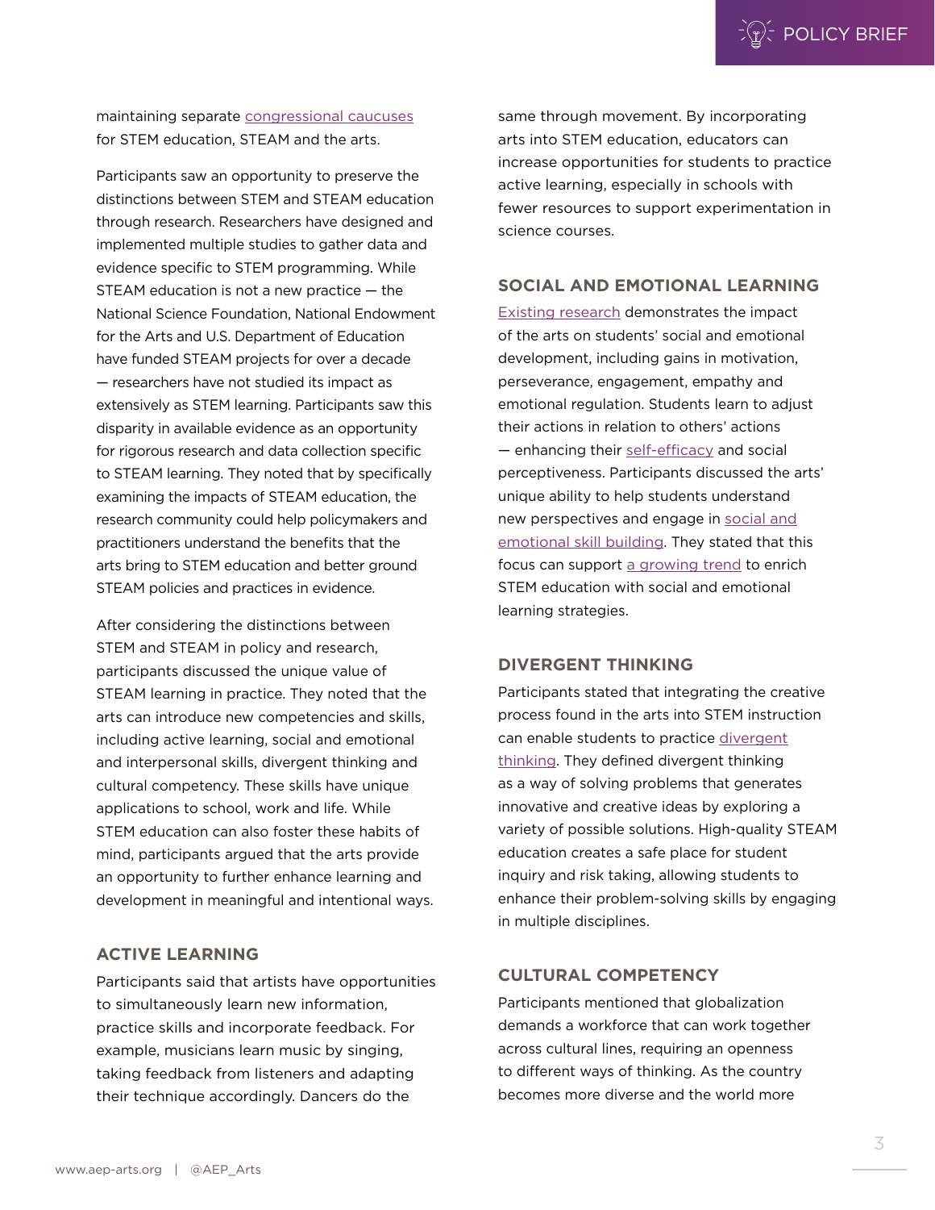maintaining separate congressional caucuses for STEM education, STEAM and the arts.

Participants saw an opportunity to preserve the distinctions between STEM and STEAM education through research. Researchers have designed and implemented multiple studies to gather data and evidence specific to STEM programming. While STEAM education is not a new practice — the National Science Foundation, National Endowment for the Arts and U.S. Department of Education have funded STEAM projects for over a decade — researchers have not studied its impact as extensively as STEM learning. Participants saw this disparity in available evidence as an opportunity for rigorous research and data collection specific to STEAM learning. They noted that by specifically examining the impacts of STEAM education, the research community could help policymakers and practitioners understand the benefits that the arts bring to STEM education and better ground STEAM policies and practices in evidence.

After considering the distinctions between STEM and STEAM in policy and research, participants discussed the unique value of STEAM learning in practice. They noted that the arts can introduce new competencies and skills, including active learning, social and emotional and interpersonal skills, divergent thinking and cultural competency. These skills have unique applications to school, work and life. While STEM education can also foster these habits of mind, participants argued that the arts provide an opportunity to further enhance learning and development in meaningful and intentional ways.

## ACTIVE LEARNING

Participants said that artists have opportunities to simultaneously learn new information, practice skills and incorporate feedback. For example, musicians learn music by singing, taking feedback from listeners and adapting their technique accordingly. Dancers do the same through movement. By incorporating arts into STEM education, educators can increase opportunities for students to practice active learning, especially in schools with fewer resources to support experimentation in science courses.

## SOCIAL AND EMOTIONAL LEARNING

Existing research demonstrates the impact of the arts on students' social and emotional development, including gains in motivation, perseverance, engagement, empathy and emotional regulation. Students learn to adjust their actions in relation to others' actions — enhancing their self-efficacy and social perceptiveness. Participants discussed the arts' unique ability to help students understand new perspectives and engage in social and emotional skill building. They stated that this focus can support a growing trend to enrich STEM education with social and emotional learning strategies.

## DIVERGENT THINKING

Participants stated that integrating the creative process found in the arts into STEM instruction can enable students to practice divergent thinking. They defined divergent thinking as a way of solving problems that generates innovative and creative ideas by exploring a variety of possible solutions. High-quality STEAM education creates a safe place for student inquiry and risk taking, allowing students to enhance their problem-solving skills by engaging in multiple disciplines.

## CULTURAL COMPETENCY

Participants mentioned that globalization demands a workforce that can work together across cultural lines, requiring an openness to different ways of thinking. As the country becomes more diverse and the world more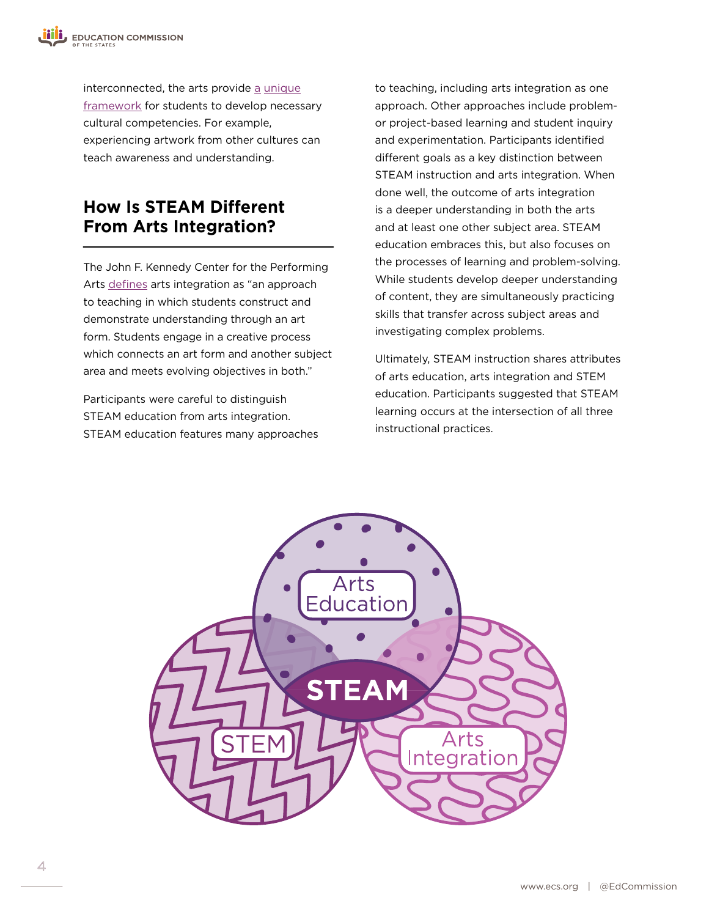interconnected, the arts provide a unique framework for students to develop necessary cultural competencies. For example, experiencing artwork from other cultures can teach awareness and understanding.

## How Is STEAM Different From Arts Integration?

The John F. Kennedy Center for the Performing Arts defines arts integration as "an approach to teaching in which students construct and demonstrate understanding through an art form. Students engage in a creative process which connects an art form and another subject area and meets evolving objectives in both."

Participants were careful to distinguish STEAM education from arts integration. STEAM education features many approaches to teaching, including arts integration as one approach. Other approaches include problem- or project-based learning and student inquiry and experimentation. Participants identified different goals as a key distinction between STEAM instruction and arts integration. When done well, the outcome of arts integration is a deeper understanding in both the arts and at least one other subject area. STEAM education embraces this, but also focuses on the processes of learning and problem-solving. While students develop deeper understanding of content, they are simultaneously practicing skills that transfer across subject areas and investigating complex problems.

Ultimately, STEAM instruction shares attributes of arts education, arts integration and STEM education. Participants suggested that STEAM learning occurs at the intersection of all three instructional practices.

Arts Education

STEAM

STEM

Arts Integration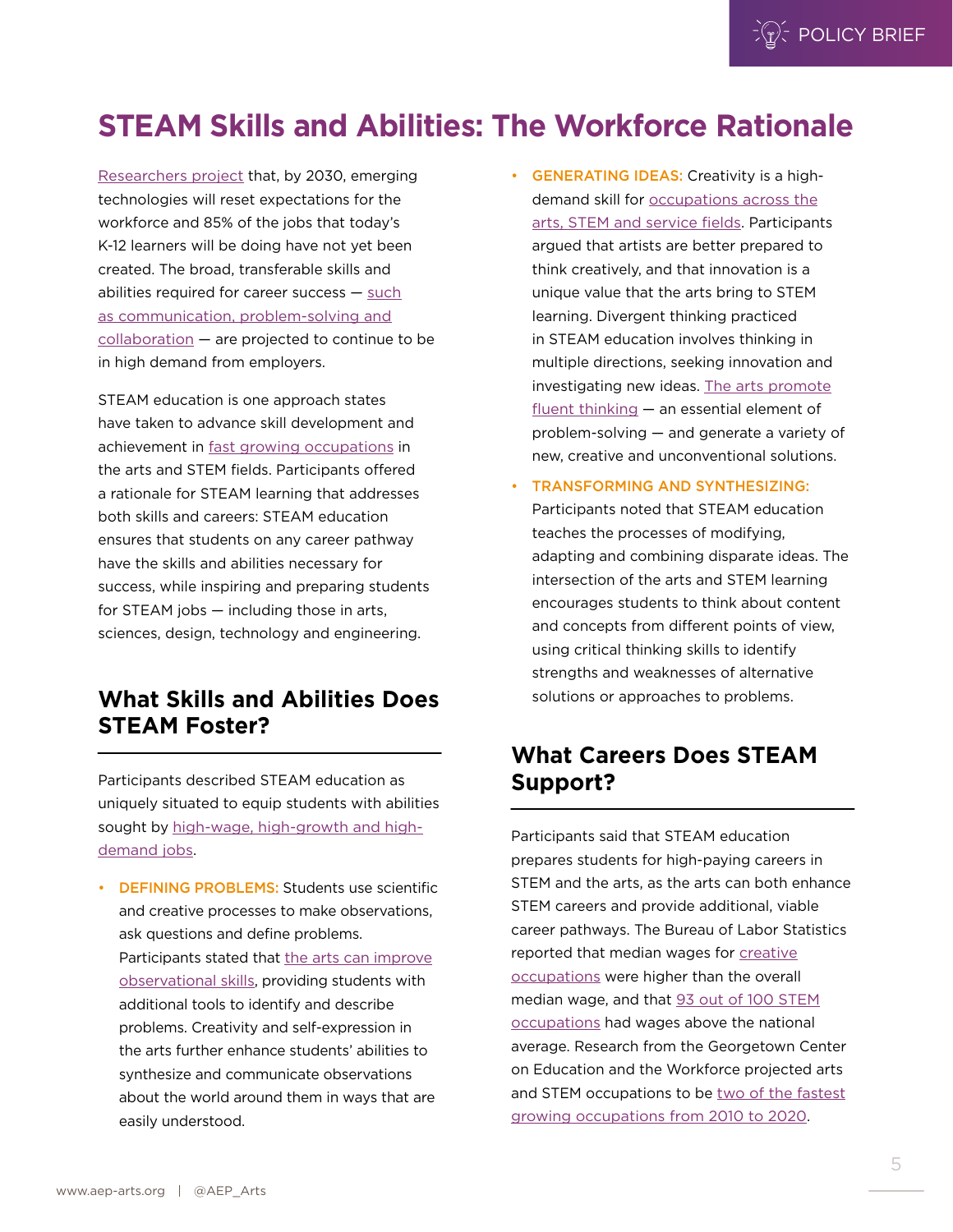# STEAM Skills and Abilities: The Workforce Rationale

Researchers project that, by 2030, emerging technologies will reset expectations for the workforce and 85% of the jobs that today's K-12 learners will be doing have not yet been created. The broad, transferable skills and abilities required for career success — such as communication, problem-solving and collaboration — are projected to continue to be in high demand from employers.

STEAM education is one approach states have taken to advance skill development and achievement in fast growing occupations in the arts and STEM fields. Participants offered a rationale for STEAM learning that addresses both skills and careers: STEAM education ensures that students on any career pathway have the skills and abilities necessary for success, while inspiring and preparing students for STEAM jobs — including those in arts, sciences, design, technology and engineering.

## What Skills and Abilities Does STEAM Foster?

Participants described STEAM education as uniquely situated to equip students with abilities sought by high-wage, high-growth and high-demand jobs.

- **DEFINING PROBLEMS:** Students use scientific and creative processes to make observations, ask questions and define problems. Participants stated that the arts can improve observational skills, providing students with additional tools to identify and describe problems. Creativity and self-expression in the arts further enhance students' abilities to synthesize and communicate observations about the world around them in ways that are easily understood.
- **GENERATING IDEAS:** Creativity is a high-demand skill for occupations across the arts, STEM and service fields. Participants argued that artists are better prepared to think creatively, and that innovation is a unique value that the arts bring to STEM learning. Divergent thinking practiced in STEAM education involves thinking in multiple directions, seeking innovation and investigating new ideas. The arts promote fluent thinking — an essential element of problem-solving — and generate a variety of new, creative and unconventional solutions.
- **TRANSFORMING AND SYNTHESIZING:** Participants noted that STEAM education teaches the processes of modifying, adapting and combining disparate ideas. The intersection of the arts and STEM learning encourages students to think about content and concepts from different points of view, using critical thinking skills to identify strengths and weaknesses of alternative solutions or approaches to problems.

## What Careers Does STEAM Support?

Participants said that STEAM education prepares students for high-paying careers in STEM and the arts, as the arts can both enhance STEM careers and provide additional, viable career pathways. The Bureau of Labor Statistics reported that median wages for creative occupations were higher than the overall median wage, and that 93 out of 100 STEM occupations had wages above the national average. Research from the Georgetown Center on Education and the Workforce projected arts and STEM occupations to be two of the fastest growing occupations from 2010 to 2020.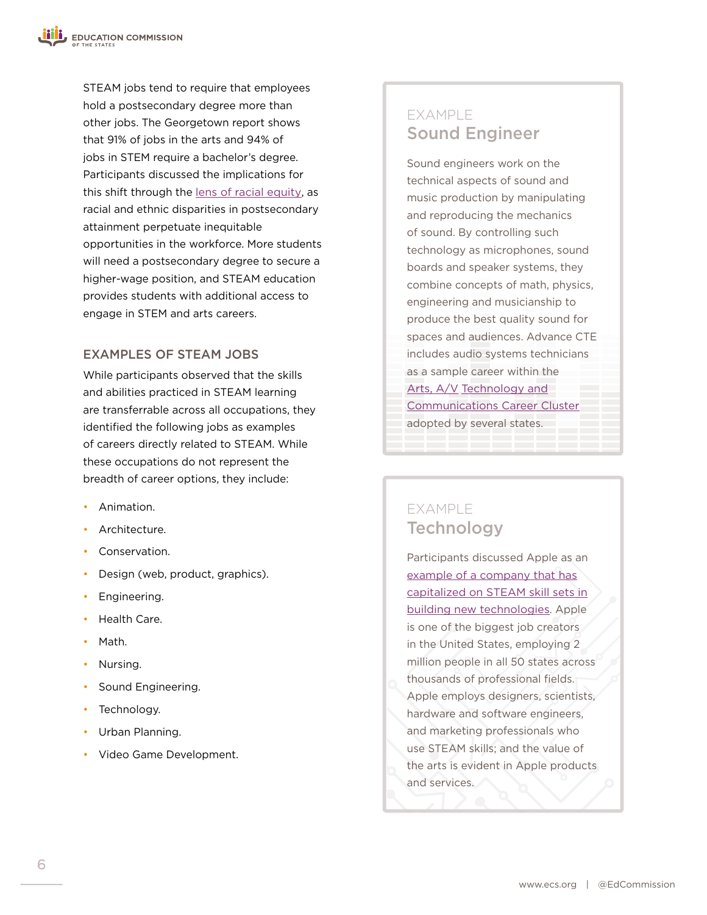STEAM jobs tend to require that employees hold a postsecondary degree more than other jobs. The Georgetown report shows that 91% of jobs in the arts and 94% of jobs in STEM require a bachelor's degree. Participants discussed the implications for this shift through the lens of racial equity, as racial and ethnic disparities in postsecondary attainment perpetuate inequitable opportunities in the workforce. More students will need a postsecondary degree to secure a higher-wage position, and STEAM education provides students with additional access to engage in STEM and arts careers.

### EXAMPLES OF STEAM JOBS

While participants observed that the skills and abilities practiced in STEAM learning are transferrable across all occupations, they identified the following jobs as examples of careers directly related to STEAM. While these occupations do not represent the breadth of career options, they include:

- Animation.
- Architecture.
- Conservation.
- Design (web, product, graphics).
- Engineering.
- Health Care.
- Math.
- Nursing.
- Sound Engineering.
- Technology.
- Urban Planning.
- Video Game Development.

EXAMPLE

### Sound Engineer

Sound engineers work on the technical aspects of sound and music production by manipulating and reproducing the mechanics of sound. By controlling such technology as microphones, sound boards and speaker systems, they combine concepts of math, physics, engineering and musicianship to produce the best quality sound for spaces and audiences. Advance CTE includes audio systems technicians as a sample career within the Arts, A/V Technology and Communications Career Cluster adopted by several states.

EXAMPLE

### Technology

Participants discussed Apple as an example of a company that has capitalized on STEAM skill sets in building new technologies. Apple is one of the biggest job creators in the United States, employing 2 million people in all 50 states across thousands of professional fields. Apple employs designers, scientists, hardware and software engineers, and marketing professionals who use STEAM skills; and the value of the arts is evident in Apple products and services.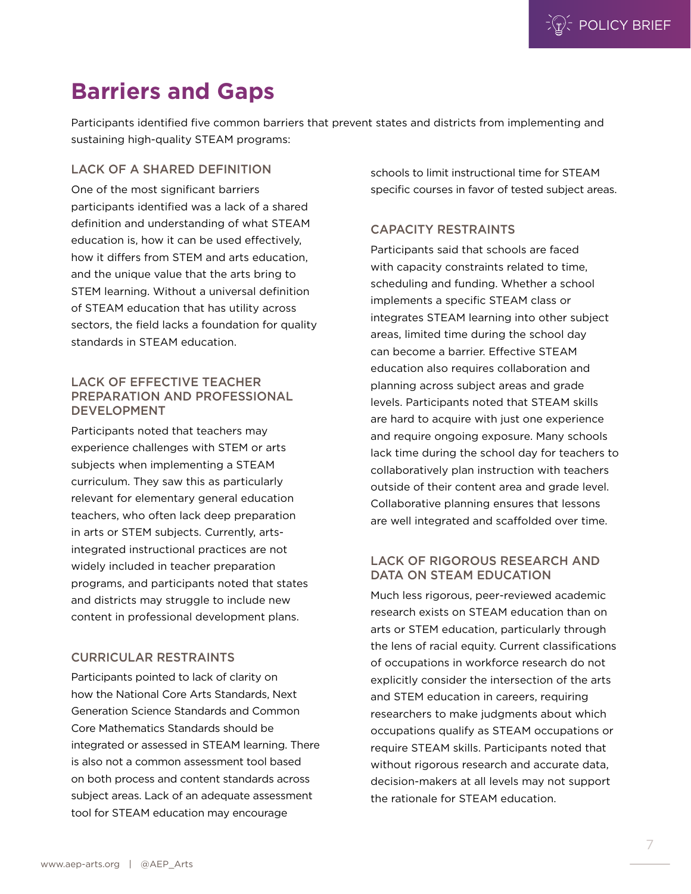## Barriers and Gaps

Participants identified five common barriers that prevent states and districts from implementing and sustaining high-quality STEAM programs:

### LACK OF A SHARED DEFINITION

One of the most significant barriers participants identified was a lack of a shared definition and understanding of what STEAM education is, how it can be used effectively, how it differs from STEM and arts education, and the unique value that the arts bring to STEM learning. Without a universal definition of STEAM education that has utility across sectors, the field lacks a foundation for quality standards in STEAM education.

### LACK OF EFFECTIVE TEACHER PREPARATION AND PROFESSIONAL DEVELOPMENT

Participants noted that teachers may experience challenges with STEM or arts subjects when implementing a STEAM curriculum. They saw this as particularly relevant for elementary general education teachers, who often lack deep preparation in arts or STEM subjects. Currently, arts-integrated instructional practices are not widely included in teacher preparation programs, and participants noted that states and districts may struggle to include new content in professional development plans.

### CURRICULAR RESTRAINTS

Participants pointed to lack of clarity on how the National Core Arts Standards, Next Generation Science Standards and Common Core Mathematics Standards should be integrated or assessed in STEAM learning. There is also not a common assessment tool based on both process and content standards across subject areas. Lack of an adequate assessment tool for STEAM education may encourage schools to limit instructional time for STEAM specific courses in favor of tested subject areas.

### CAPACITY RESTRAINTS

Participants said that schools are faced with capacity constraints related to time, scheduling and funding. Whether a school implements a specific STEAM class or integrates STEAM learning into other subject areas, limited time during the school day can become a barrier. Effective STEAM education also requires collaboration and planning across subject areas and grade levels. Participants noted that STEAM skills are hard to acquire with just one experience and require ongoing exposure. Many schools lack time during the school day for teachers to collaboratively plan instruction with teachers outside of their content area and grade level. Collaborative planning ensures that lessons are well integrated and scaffolded over time.

### LACK OF RIGOROUS RESEARCH AND DATA ON STEAM EDUCATION

Much less rigorous, peer-reviewed academic research exists on STEAM education than on arts or STEM education, particularly through the lens of racial equity. Current classifications of occupations in workforce research do not explicitly consider the intersection of the arts and STEM education in careers, requiring researchers to make judgments about which occupations qualify as STEAM occupations or require STEAM skills. Participants noted that without rigorous research and accurate data, decision-makers at all levels may not support the rationale for STEAM education.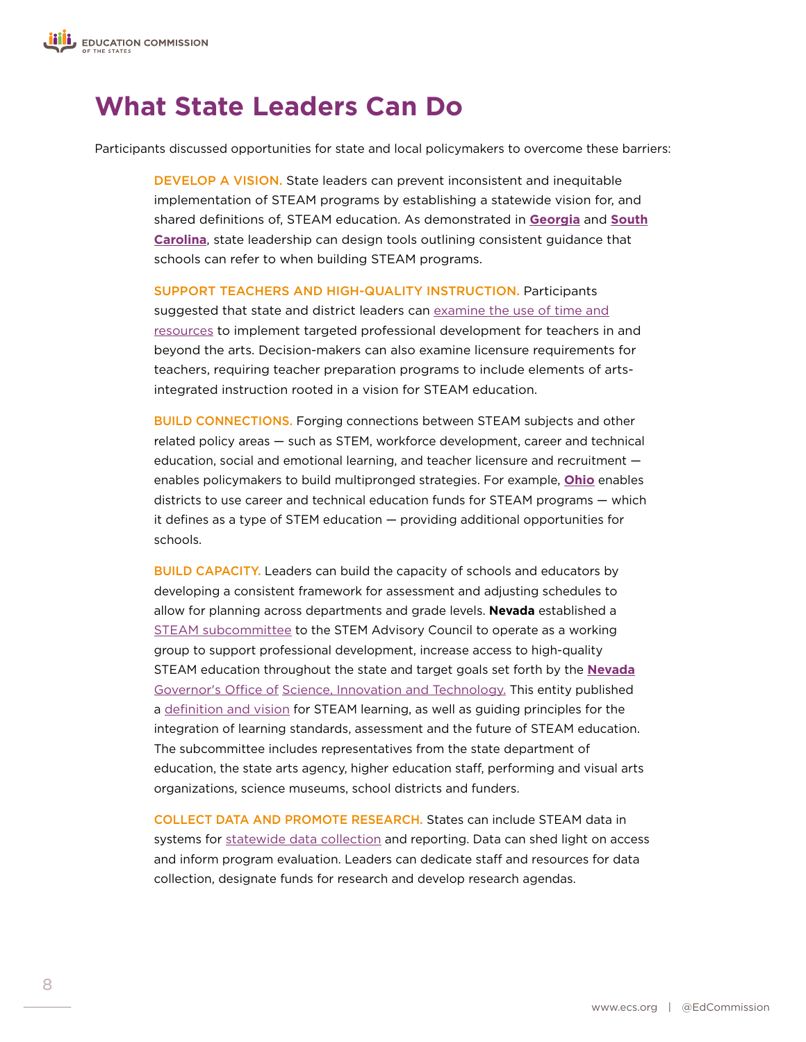# What State Leaders Can Do

Participants discussed opportunities for state and local policymakers to overcome these barriers:

**DEVELOP A VISION.** State leaders can prevent inconsistent and inequitable implementation of STEAM programs by establishing a statewide vision for, and shared definitions of, STEAM education. As demonstrated in **Georgia** and **South Carolina**, state leadership can design tools outlining consistent guidance that schools can refer to when building STEAM programs.

**SUPPORT TEACHERS AND HIGH-QUALITY INSTRUCTION.** Participants suggested that state and district leaders can examine the use of time and resources to implement targeted professional development for teachers in and beyond the arts. Decision-makers can also examine licensure requirements for teachers, requiring teacher preparation programs to include elements of arts-integrated instruction rooted in a vision for STEAM education.

**BUILD CONNECTIONS.** Forging connections between STEAM subjects and other related policy areas — such as STEM, workforce development, career and technical education, social and emotional learning, and teacher licensure and recruitment — enables policymakers to build multipronged strategies. For example, **Ohio** enables districts to use career and technical education funds for STEAM programs — which it defines as a type of STEM education — providing additional opportunities for schools.

**BUILD CAPACITY.** Leaders can build the capacity of schools and educators by developing a consistent framework for assessment and adjusting schedules to allow for planning across departments and grade levels. **Nevada** established a STEAM subcommittee to the STEM Advisory Council to operate as a working group to support professional development, increase access to high-quality STEAM education throughout the state and target goals set forth by the **Nevada** Governor's Office of Science, Innovation and Technology. This entity published a definition and vision for STEAM learning, as well as guiding principles for the integration of learning standards, assessment and the future of STEAM education. The subcommittee includes representatives from the state department of education, the state arts agency, higher education staff, performing and visual arts organizations, science museums, school districts and funders.

**COLLECT DATA AND PROMOTE RESEARCH.** States can include STEAM data in systems for statewide data collection and reporting. Data can shed light on access and inform program evaluation. Leaders can dedicate staff and resources for data collection, designate funds for research and develop research agendas.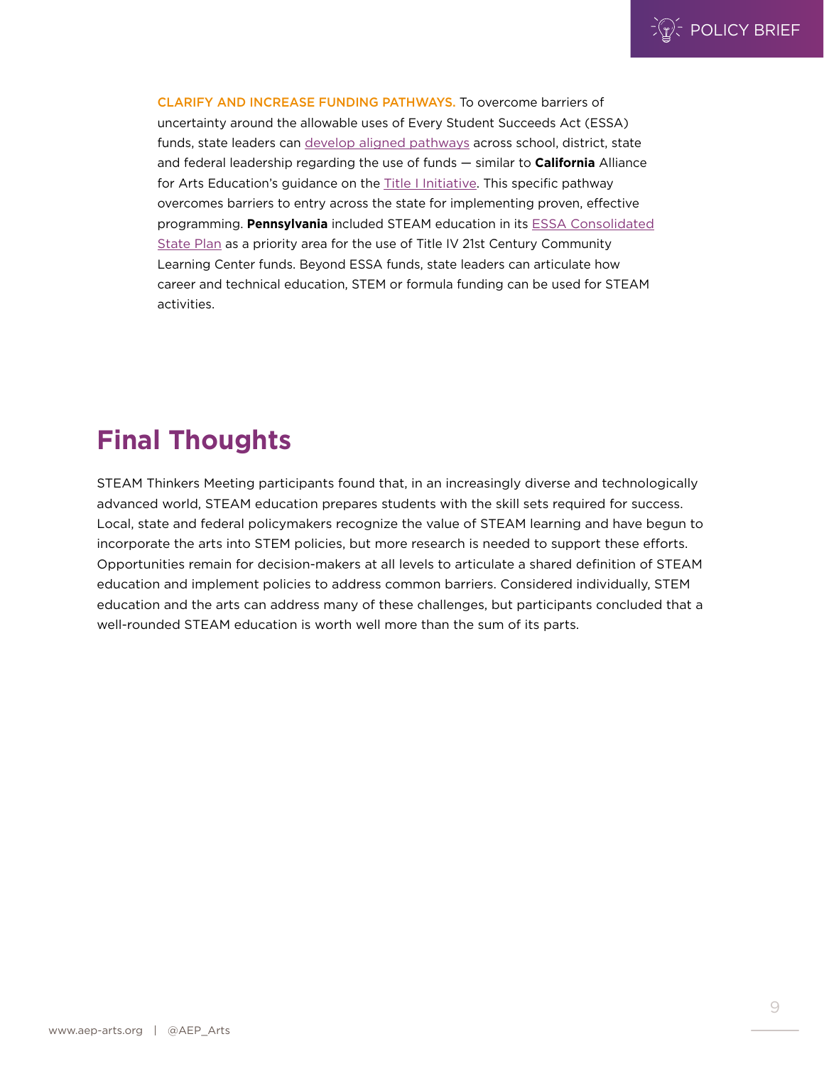**CLARIFY AND INCREASE FUNDING PATHWAYS.** To overcome barriers of uncertainty around the allowable uses of Every Student Succeeds Act (ESSA) funds, state leaders can develop aligned pathways across school, district, state and federal leadership regarding the use of funds — similar to **California** Alliance for Arts Education's guidance on the Title I Initiative. This specific pathway overcomes barriers to entry across the state for implementing proven, effective programming. **Pennsylvania** included STEAM education in its ESSA Consolidated State Plan as a priority area for the use of Title IV 21st Century Community Learning Center funds. Beyond ESSA funds, state leaders can articulate how career and technical education, STEM or formula funding can be used for STEAM activities.

## Final Thoughts

STEAM Thinkers Meeting participants found that, in an increasingly diverse and technologically advanced world, STEAM education prepares students with the skill sets required for success. Local, state and federal policymakers recognize the value of STEAM learning and have begun to incorporate the arts into STEM policies, but more research is needed to support these efforts. Opportunities remain for decision-makers at all levels to articulate a shared definition of STEAM education and implement policies to address common barriers. Considered individually, STEM education and the arts can address many of these challenges, but participants concluded that a well-rounded STEAM education is worth well more than the sum of its parts.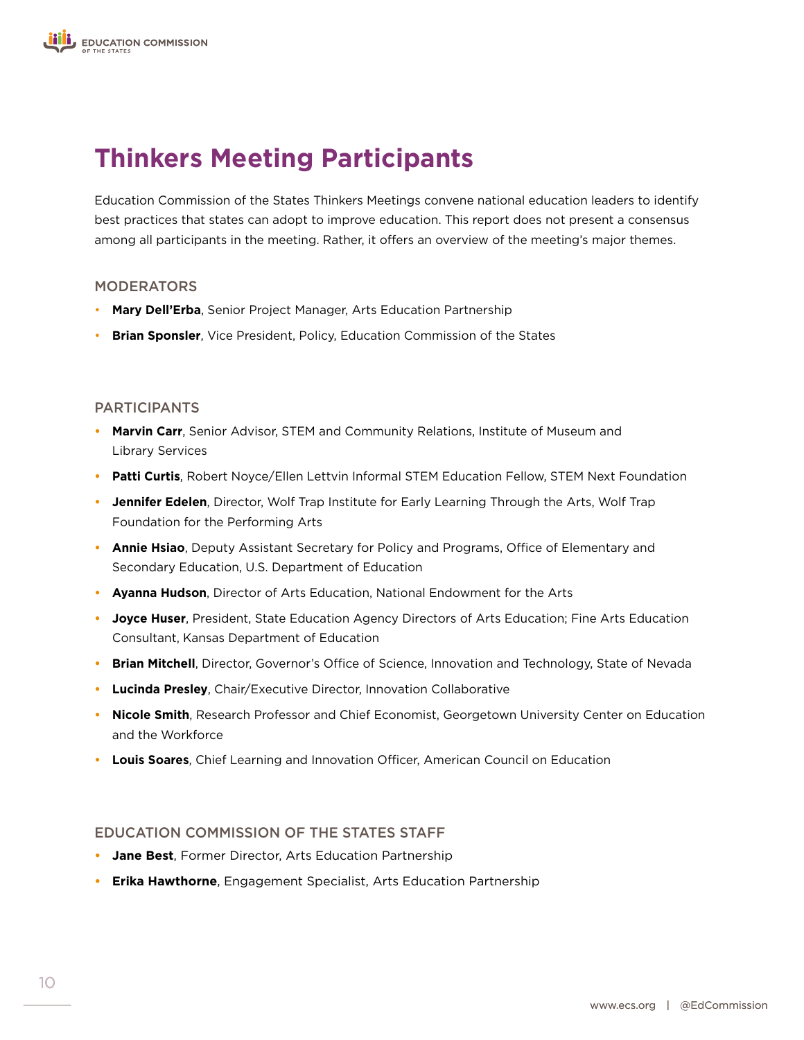# Thinkers Meeting Participants

Education Commission of the States Thinkers Meetings convene national education leaders to identify best practices that states can adopt to improve education. This report does not present a consensus among all participants in the meeting. Rather, it offers an overview of the meeting's major themes.

## MODERATORS

- **Mary Dell'Erba**, Senior Project Manager, Arts Education Partnership
- **Brian Sponsler**, Vice President, Policy, Education Commission of the States

## PARTICIPANTS

- **Marvin Carr**, Senior Advisor, STEM and Community Relations, Institute of Museum and Library Services
- **Patti Curtis**, Robert Noyce/Ellen Lettvin Informal STEM Education Fellow, STEM Next Foundation
- **Jennifer Edelen**, Director, Wolf Trap Institute for Early Learning Through the Arts, Wolf Trap Foundation for the Performing Arts
- **Annie Hsiao**, Deputy Assistant Secretary for Policy and Programs, Office of Elementary and Secondary Education, U.S. Department of Education
- **Ayanna Hudson**, Director of Arts Education, National Endowment for the Arts
- **Joyce Huser**, President, State Education Agency Directors of Arts Education; Fine Arts Education Consultant, Kansas Department of Education
- **Brian Mitchell**, Director, Governor's Office of Science, Innovation and Technology, State of Nevada
- **Lucinda Presley**, Chair/Executive Director, Innovation Collaborative
- **Nicole Smith**, Research Professor and Chief Economist, Georgetown University Center on Education and the Workforce
- **Louis Soares**, Chief Learning and Innovation Officer, American Council on Education

## EDUCATION COMMISSION OF THE STATES STAFF

- **Jane Best**, Former Director, Arts Education Partnership
- **Erika Hawthorne**, Engagement Specialist, Arts Education Partnership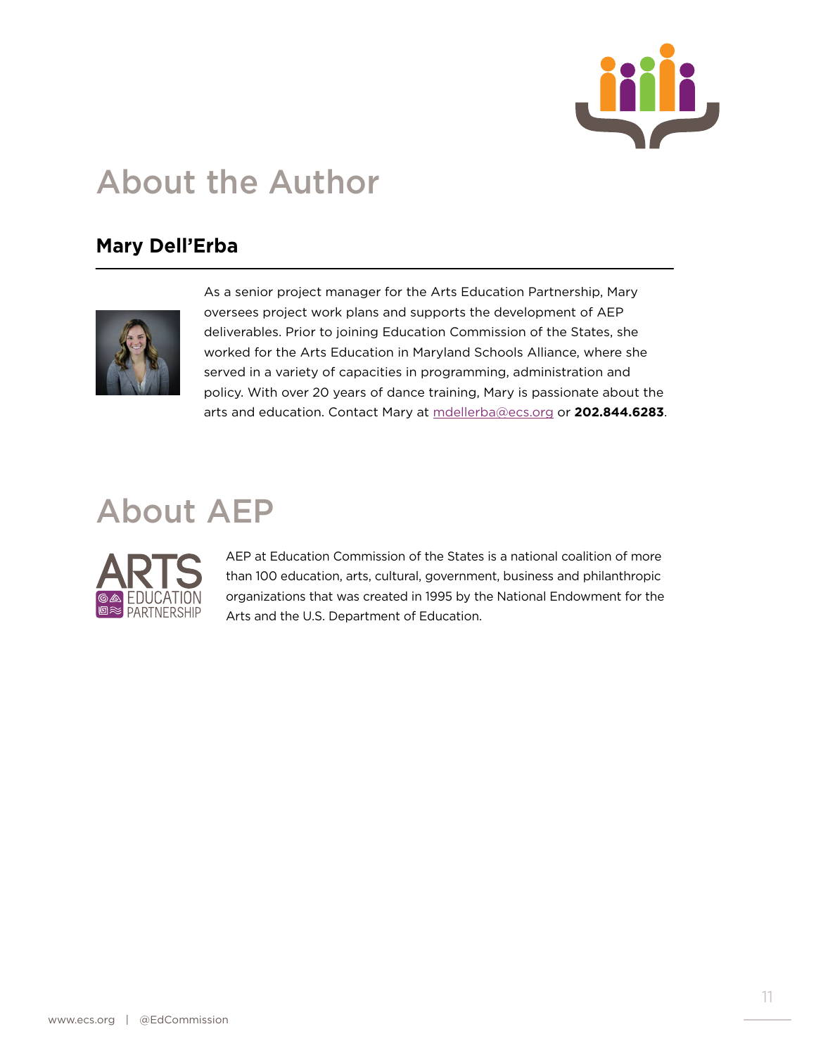# About the Author

## Mary Dell'Erba

As a senior project manager for the Arts Education Partnership, Mary oversees project work plans and supports the development of AEP deliverables. Prior to joining Education Commission of the States, she worked for the Arts Education in Maryland Schools Alliance, where she served in a variety of capacities in programming, administration and policy. With over 20 years of dance training, Mary is passionate about the arts and education. Contact Mary at mdellerba@ecs.org or **202.844.6283**.

# About AEP

AEP at Education Commission of the States is a national coalition of more than 100 education, arts, cultural, government, business and philanthropic organizations that was created in 1995 by the National Endowment for the Arts and the U.S. Department of Education.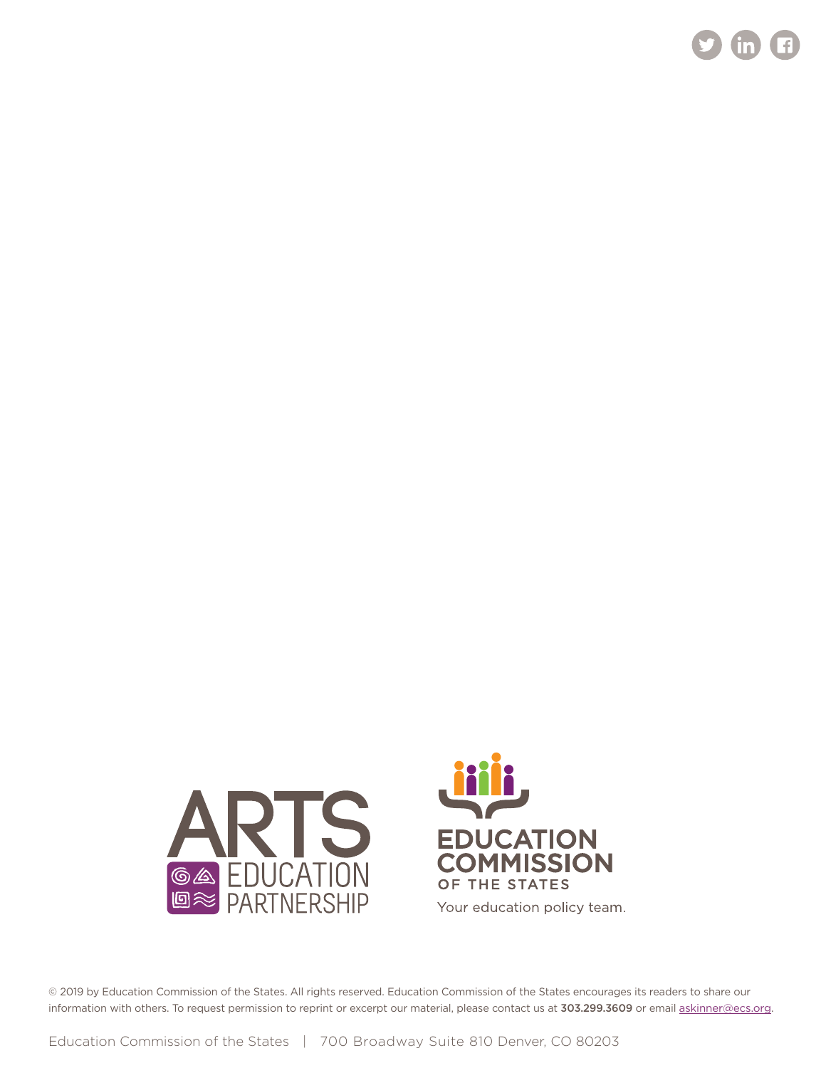ARTS EDUCATION PARTNERSHIP

EDUCATION COMMISSION OF THE STATES

Your education policy team.

© 2019 by Education Commission of the States. All rights reserved. Education Commission of the States encourages its readers to share our information with others. To request permission to reprint or excerpt our material, please contact us at **303.299.3609** or email askinner@ecs.org.

Education Commission of the States | 700 Broadway Suite 810 Denver, CO 80203